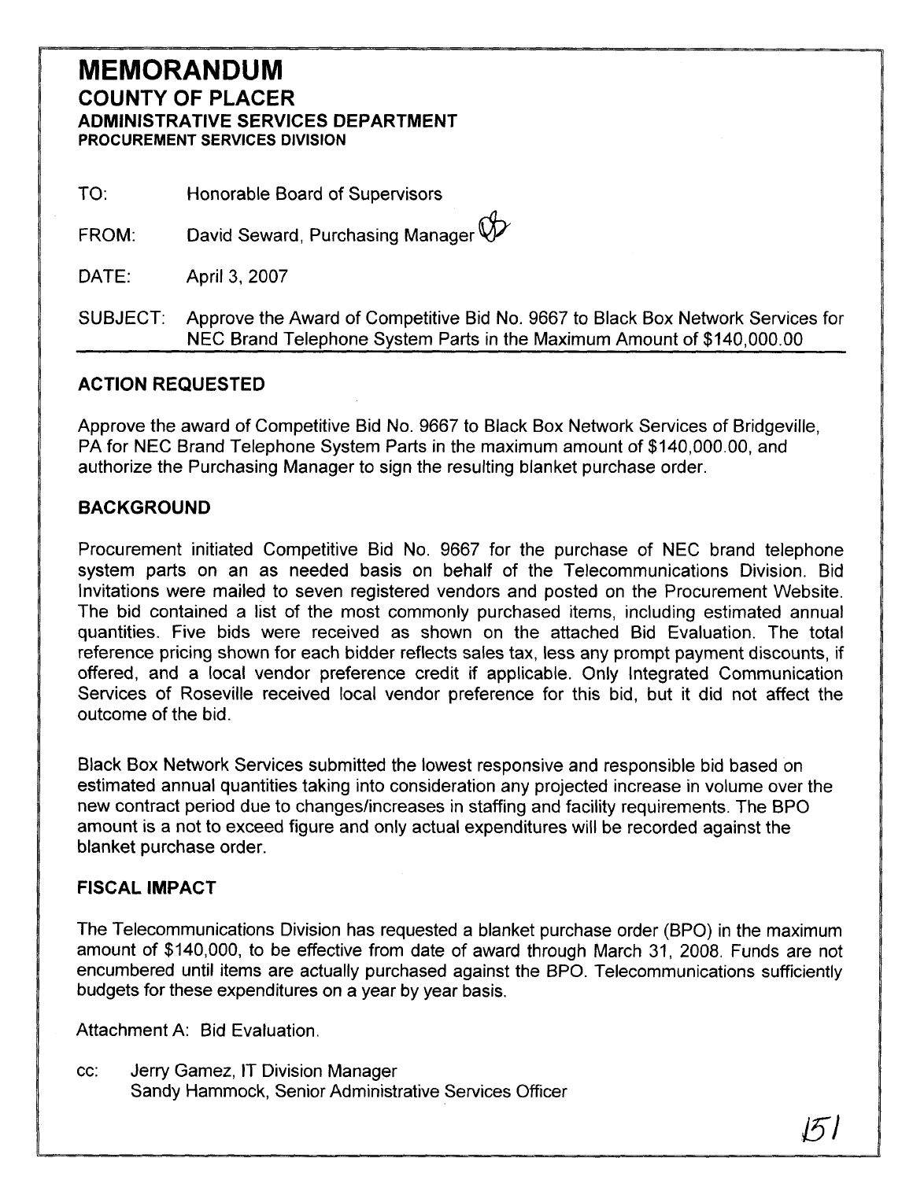# MEMORANDUM

## COUNTY OF PLACER

### ADMINISTRATIVE SERVICES DEPARTMENT

**PROCUREMENT SERVICES DIVISION**

TO: Honorable Board of Supervisors

FROM: David Seward, Purchasing Manager

DATE: April 3, 2007

SUBJECT: Approve the Award of Competitive Bid No. 9667 to Black Box Network Services for NEC Brand Telephone System Parts in the Maximum Amount of $140,000.00

## ACTION REQUESTED

Approve the award of Competitive Bid No. 9667 to Black Box Network Services of Bridgeville, PA for NEC Brand Telephone System Parts in the maximum amount of $140,000.00, and authorize the Purchasing Manager to sign the resulting blanket purchase order.

## BACKGROUND

Procurement initiated Competitive Bid No. 9667 for the purchase of NEC brand telephone system parts on an as needed basis on behalf of the Telecommunications Division. Bid Invitations were mailed to seven registered vendors and posted on the Procurement Website. The bid contained a list of the most commonly purchased items, including estimated annual quantities. Five bids were received as shown on the attached Bid Evaluation. The total reference pricing shown for each bidder reflects sales tax, less any prompt payment discounts, if offered, and a local vendor preference credit if applicable. Only Integrated Communication Services of Roseville received local vendor preference for this bid, but it did not affect the outcome of the bid.

Black Box Network Services submitted the lowest responsive and responsible bid based on estimated annual quantities taking into consideration any projected increase in volume over the new contract period due to changes/increases in staffing and facility requirements. The BPO amount is a not to exceed figure and only actual expenditures will be recorded against the blanket purchase order.

## FISCAL IMPACT

The Telecommunications Division has requested a blanket purchase order (BPO) in the maximum amount of $140,000, to be effective from date of award through March 31, 2008. Funds are not encumbered until items are actually purchased against the BPO. Telecommunications sufficiently budgets for these expenditures on a year by year basis.

Attachment A: Bid Evaluation.

cc: Jerry Gamez, IT Division Manager
Sandy Hammock, Senior Administrative Services Officer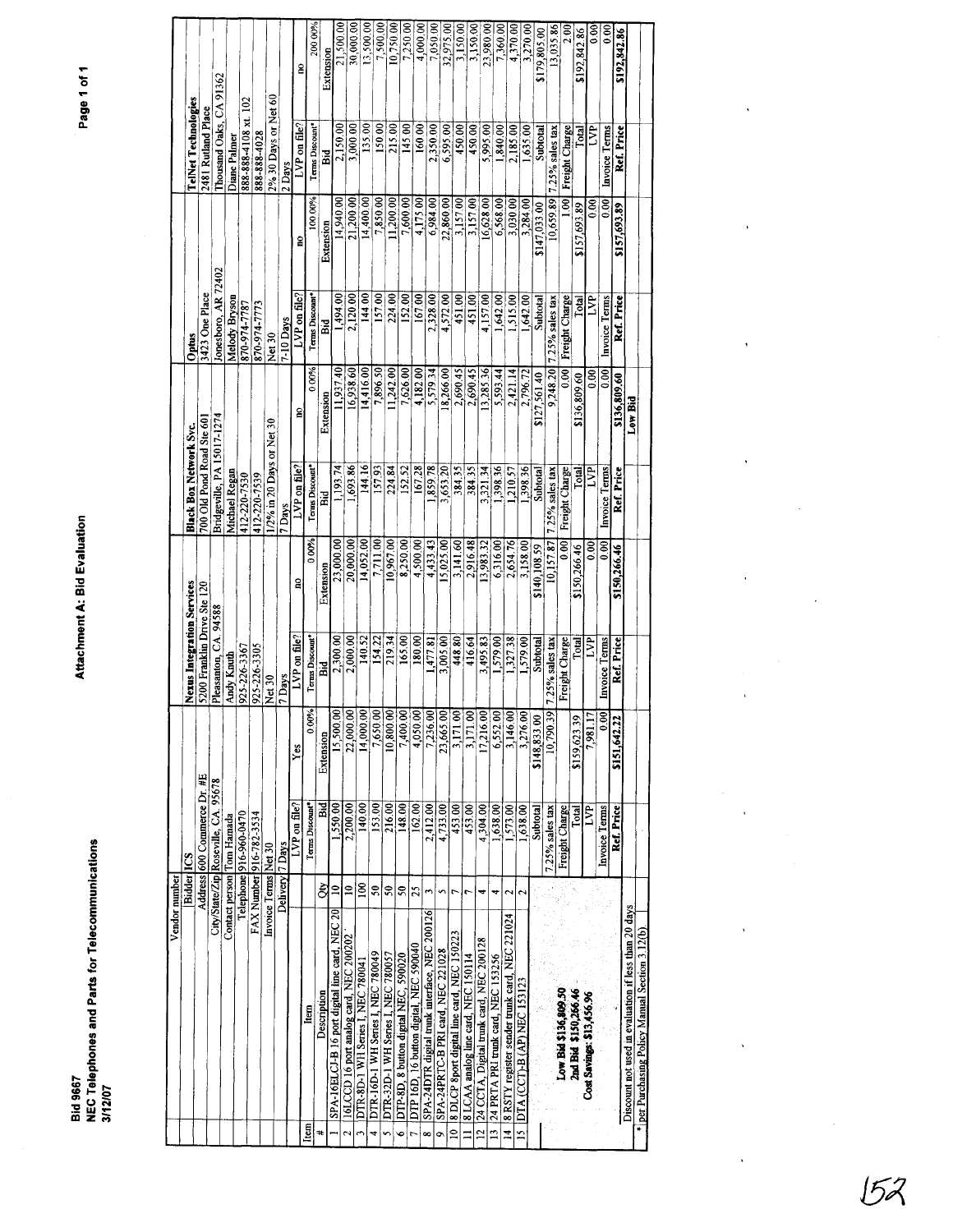# Bid 9667
**NEC Telephones and Parts for Telecommunications**
**3/12/07**

## Attachment A: Bid Evaluation

| | | | | | | | | | | | | | |
|---|---|---|---|---|---|---|---|---|---|---|---|---|---|
| | Vendor number | | | | | | | | | | | | |
| | Bidder | ICS | | Nexus Integration Services | | Black Box Network Svc. | | Optus | | TelNet Technologies | | | |
| | Address | 600 Commerce Dr. #E | | 5200 Franklin Drive Ste 120 | | 700 Old Pond Road Ste 601 | | 3423 One Place | | 2481 Rutland Place | | | |
| | City/State/Zip | Roseville, CA 95678 | | Pleasanton, CA 94588 | | Bridgeville, PA 15017-1274 | | Jonesboro, AR 72402 | | Thousand Oaks, CA 91362 | | | |
| | Contact person | Tom Hamada | | Andy Knuth | | Michael Regan | | Melody Bryson | | Diane Palmer | | | |
| | Telephone | 916-960-0470 | | 925-226-3367 | | 412-220-7530 | | 870-974-7787 | | 888-888-4108 xt. 102 | | | |
| | FAX Number | 916-782-3534 | | 925-226-3305 | | 412-220-7539 | | 870-974-7773 | | 888-888-4028 | | | |
| | Invoice Terms | Net 30 | | Net 30 | | 1/2% in 20 Days or Net 30 | | Net 30 | | 2% 30 Days or Net 60 | | | |
| | Delivery | 7 Days | | 7 Days | | 7 Days | | 7-10 Days | | 2 Days | | | |
| Item | | LVP on file? | Yes | LVP on file? | no | LVP on file? | no | LVP on file? | no | LVP on file? | no | | |
| # | Item Description | Qty | Terms Discount* | 0.00% | Terms Discount* | 0.00% | Terms Discount* | 0.00% | Terms Discount* | 100.00% | Terms Discount* | 200.00% | |
| | | | Bid | Extension | Bid | Extension | Bid | Extension | Bid | Extension | Bid | Extension | |
| 1 | SPA-16ELCJ-B 16 port digital line card, NEC 20 | 10 | 1,550.00 | 15,500.00 | 2,300.00 | 23,000.00 | 1,193.74 | 11,937.40 | 1,494.00 | 14,940.00 | 2,150.00 | 21,500.00 | |
| 2 | 16LCCD 16 port analog card, NEC 200202 | 10 | 2,200.00 | 22,000.00 | 2,000.00 | 20,000.00 | 1,693.86 | 16,938.60 | 2,120.00 | 21,200.00 | 3,000.00 | 30,000.00 | |
| 3 | DTR-8D-1 WH Series I, NEC 780041 | 100 | 140.00 | 14,000.00 | 140.52 | 14,052.00 | 144.16 | 14,416.00 | 144.00 | 14,400.00 | 135.00 | 13,500.00 | |
| 4 | DTR-16D-1 WH Series I, NEC 780049 | 50 | 153.00 | 7,650.00 | 154.22 | 7,711.00 | 157.93 | 7,896.50 | 157.00 | 7,850.00 | 150.00 | 7,500.00 | |
| 5 | DTR-32D-1 WH Series I, NEC 780057 | 50 | 216.00 | 10,800.00 | 219.34 | 10,967.00 | 224.84 | 11,242.00 | 224.00 | 11,200.00 | 215.00 | 10,750.00 | |
| 6 | DTP-8D, 8 button digital NEC, 590020 | 50 | 148.00 | 7,400.00 | 165.00 | 8,250.00 | 152.52 | 7,626.00 | 152.00 | 7,600.00 | 145.00 | 7,250.00 | |
| 7 | DTP 16D, 16 button digital, NEC 590040 | 25 | 162.00 | 4,050.00 | 180.00 | 4,500.00 | 167.28 | 4,182.00 | 167.00 | 4,175.00 | 160.00 | 4,000.00 | |
| 8 | SPA-24DTR digital trunk interface, NEC 200126 | 3 | 2,412.00 | 7,236.00 | 1,477.81 | 4,433.43 | 1,859.78 | 5,579.34 | 2,328.00 | 6,984.00 | 2,350.00 | 7,050.00 | |
| 9 | SPA-24PRTC-B PRI card, NEC 221028 | 5 | 4,733.00 | 23,665.00 | 3,005.00 | 15,025.00 | 3,653.20 | 18,266.00 | 4,572.00 | 22,860.00 | 6,595.00 | 32,975.00 | |
| 10 | 8 DLCP 8port digital line card, NEC 150223 | 7 | 453.00 | 3,171.00 | 448.80 | 3,141.60 | 384.35 | 2,690.45 | 451.00 | 3,157.00 | 450.00 | 3,150.00 | |
| 11 | 8 LCAA analog line card, NEC 150114 | 7 | 453.00 | 3,171.00 | 416.64 | 2,916.48 | 384.35 | 2,690.45 | 451.00 | 3,157.00 | 450.00 | 3,150.00 | |
| 12 | 24 CCTA, Digital trunk card, NEC 200128 | 4 | 4,304.00 | 17,216.00 | 3,495.83 | 13,983.32 | 3,321.34 | 13,285.36 | 4,157.00 | 16,628.00 | 5,995.00 | 23,980.00 | |
| 13 | 24 PRTA PRI trunk card, NEC 153256 | 4 | 1,638.00 | 6,552.00 | 1,579.00 | 6,316.00 | 1,398.36 | 5,593.44 | 1,642.00 | 6,568.00 | 1,840.00 | 7,360.00 | |
| 14 | 8 RSTY register sender trunk card, NEC 221024 | 2 | 1,573.00 | 3,146.00 | 1,327.38 | 2,654.76 | 1,210.57 | 2,421.14 | 1,515.00 | 3,030.00 | 2,185.00 | 4,370.00 | |
| 15 | DTA (CCT)-B (AP) NEC 153123 | 2 | 1,638.00 | 3,276.00 | 1,579.00 | 3,158.00 | 1,398.36 | 2,796.72 | 1,642.00 | 3,284.00 | 1,635.00 | 3,270.00 | |
| | | | Subtotal | $148,833.00 | Subtotal | $140,108.59 | Subtotal | $127,561.40 | Subtotal | $147,033.00 | Subtotal | $179,805.00 | |
| | Low Bid $136,809.50 | | 7.25% sales tax | 10,790.39 | 7.25% sales tax | 10,157.87 | 7.25% sales tax | 9,248.20 | 7.25% sales tax | 10,659.89 | 7.25% sales tax | 13,035.86 | |
| | 2nd Bid $150,266.46 | | Freight Charge | | Freight Charge | 0.00 | Freight Charge | 0.00 | Freight Charge | 1.00 | Freight Charge | 2.00 | |
| | Cost Savings: $13,456.96 | | Total | $159,623.39 | Total | $150,266.46 | Total | $136,809.60 | Total | $157,693.89 | Total | $192,842.86 | |
| | | | LVP | 7,981.17 | LVP | 0.00 | LVP | 0.00 | LVP | 0.00 | LVP | 0.00 | |
| | | | Invoice Terms | 0.00 | Invoice Terms | 0.00 | Invoice Terms | 0.00 | Invoice Terms | 0.00 | Invoice Terms | 0.00 | |
| | | | Ref. Price | $151,642.22 | Ref. Price | $150,266.46 | Ref. Price | $136,809.60 | Ref. Price | $157,693.89 | Ref. Price | $192,842.86 | |
| | Discount not used in evaluation if less than 20 days | | | | | | | Low Bid | | | | | |
| * | per Purchasing Policy Manual Section 3.12(b) | | | | | | | | | | | | |

152